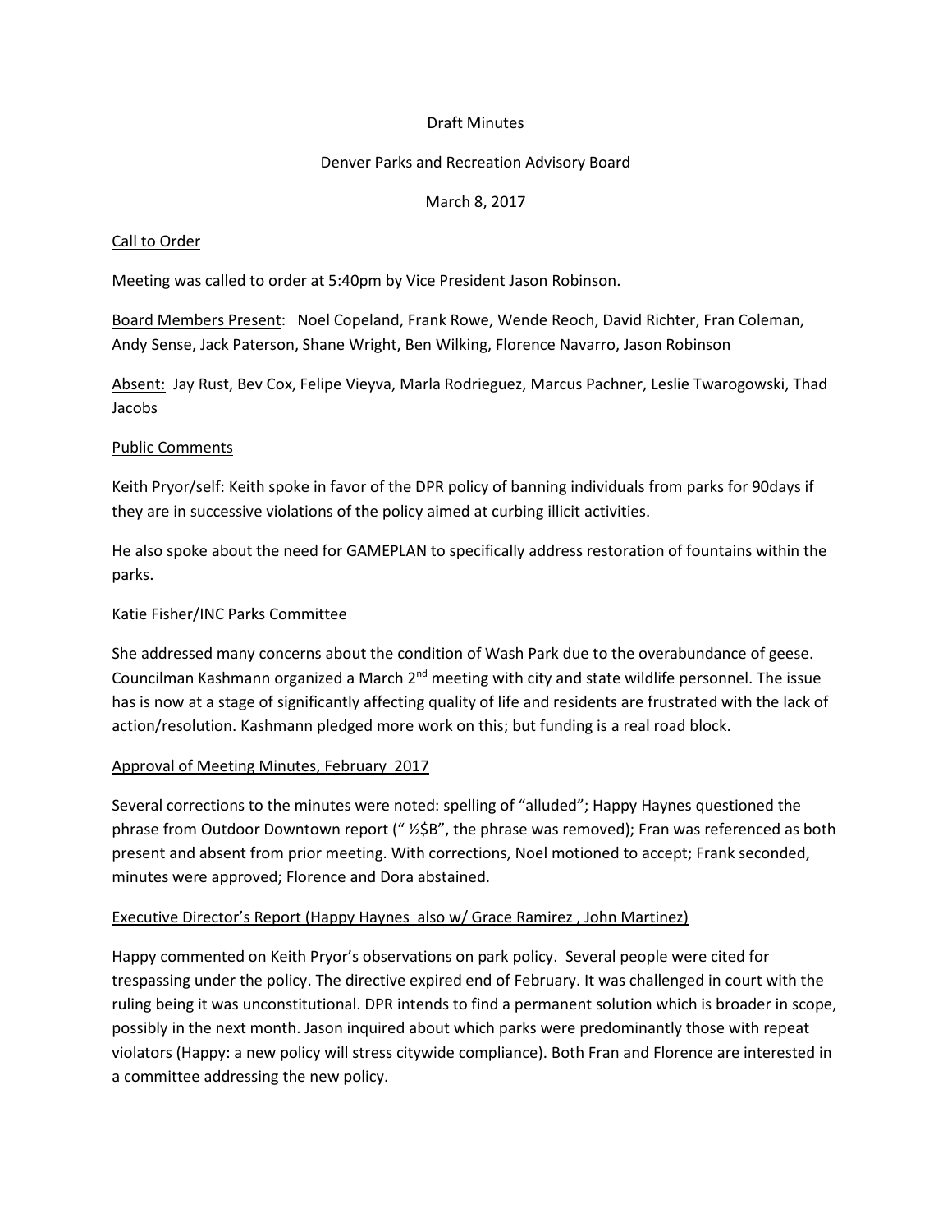Draft Minutes

Denver Parks and Recreation Advisory Board

March 8, 2017

Call to Order

Meeting was called to order at 5:40pm by Vice President Jason Robinson.

Board Members Present: Noel Copeland, Frank Rowe, Wende Reoch, David Richter, Fran Coleman, Andy Sense, Jack Paterson, Shane Wright, Ben Wilking, Florence Navarro, Jason Robinson

Absent: Jay Rust, Bev Cox, Felipe Vieyva, Marla Rodrieguez, Marcus Pachner, Leslie Twarogowski, Thad Jacobs

Public Comments

Keith Pryor/self: Keith spoke in favor of the DPR policy of banning individuals from parks for 90days if they are in successive violations of the policy aimed at curbing illicit activities.

He also spoke about the need for GAMEPLAN to specifically address restoration of fountains within the parks.

Katie Fisher/INC Parks Committee

She addressed many concerns about the condition of Wash Park due to the overabundance of geese. Councilman Kashmann organized a March 2nd meeting with city and state wildlife personnel. The issue has is now at a stage of significantly affecting quality of life and residents are frustrated with the lack of action/resolution. Kashmann pledged more work on this; but funding is a real road block.

Approval of Meeting Minutes, February 2017

Several corrections to the minutes were noted: spelling of "alluded"; Happy Haynes questioned the phrase from Outdoor Downtown report (" ½$B", the phrase was removed); Fran was referenced as both present and absent from prior meeting. With corrections, Noel motioned to accept; Frank seconded, minutes were approved; Florence and Dora abstained.

Executive Director's Report (Happy Haynes also w/ Grace Ramirez , John Martinez)

Happy commented on Keith Pryor's observations on park policy. Several people were cited for trespassing under the policy. The directive expired end of February. It was challenged in court with the ruling being it was unconstitutional. DPR intends to find a permanent solution which is broader in scope, possibly in the next month. Jason inquired about which parks were predominantly those with repeat violators (Happy: a new policy will stress citywide compliance). Both Fran and Florence are interested in a committee addressing the new policy.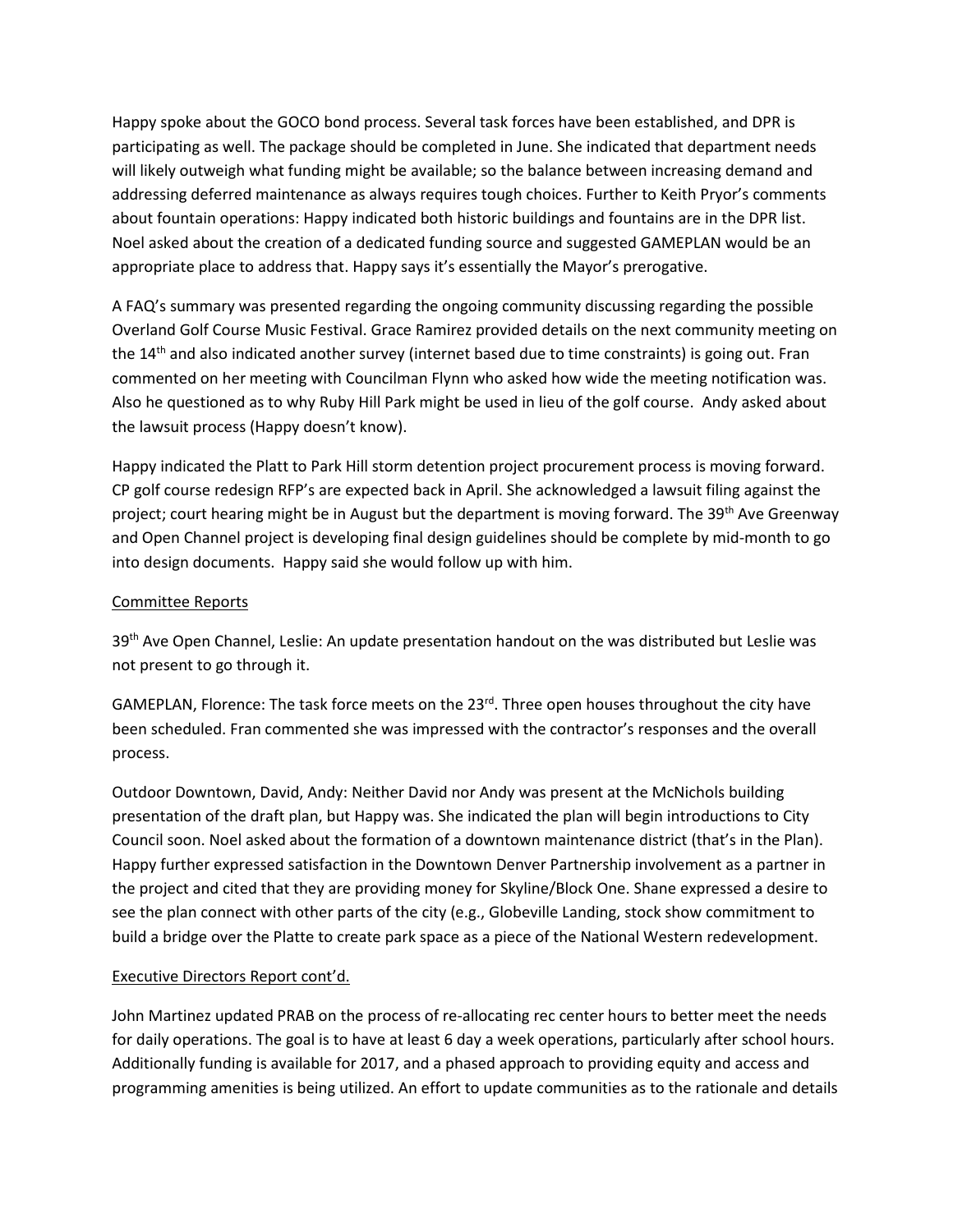Happy spoke about the GOCO bond process. Several task forces have been established, and DPR is participating as well. The package should be completed in June. She indicated that department needs will likely outweigh what funding might be available; so the balance between increasing demand and addressing deferred maintenance as always requires tough choices. Further to Keith Pryor's comments about fountain operations: Happy indicated both historic buildings and fountains are in the DPR list. Noel asked about the creation of a dedicated funding source and suggested GAMEPLAN would be an appropriate place to address that. Happy says it's essentially the Mayor's prerogative.

A FAQ's summary was presented regarding the ongoing community discussing regarding the possible Overland Golf Course Music Festival. Grace Ramirez provided details on the next community meeting on the 14th and also indicated another survey (internet based due to time constraints) is going out. Fran commented on her meeting with Councilman Flynn who asked how wide the meeting notification was. Also he questioned as to why Ruby Hill Park might be used in lieu of the golf course. Andy asked about the lawsuit process (Happy doesn't know).

Happy indicated the Platt to Park Hill storm detention project procurement process is moving forward. CP golf course redesign RFP's are expected back in April. She acknowledged a lawsuit filing against the project; court hearing might be in August but the department is moving forward. The 39th Ave Greenway and Open Channel project is developing final design guidelines should be complete by mid-month to go into design documents. Happy said she would follow up with him.

<u>Committee Reports</u>

39th Ave Open Channel, Leslie: An update presentation handout on the was distributed but Leslie was not present to go through it.

GAMEPLAN, Florence: The task force meets on the 23rd. Three open houses throughout the city have been scheduled. Fran commented she was impressed with the contractor's responses and the overall process.

Outdoor Downtown, David, Andy: Neither David nor Andy was present at the McNichols building presentation of the draft plan, but Happy was. She indicated the plan will begin introductions to City Council soon. Noel asked about the formation of a downtown maintenance district (that's in the Plan). Happy further expressed satisfaction in the Downtown Denver Partnership involvement as a partner in the project and cited that they are providing money for Skyline/Block One. Shane expressed a desire to see the plan connect with other parts of the city (e.g., Globeville Landing, stock show commitment to build a bridge over the Platte to create park space as a piece of the National Western redevelopment.

<u>Executive Directors Report cont'd.</u>

John Martinez updated PRAB on the process of re-allocating rec center hours to better meet the needs for daily operations. The goal is to have at least 6 day a week operations, particularly after school hours. Additionally funding is available for 2017, and a phased approach to providing equity and access and programming amenities is being utilized. An effort to update communities as to the rationale and details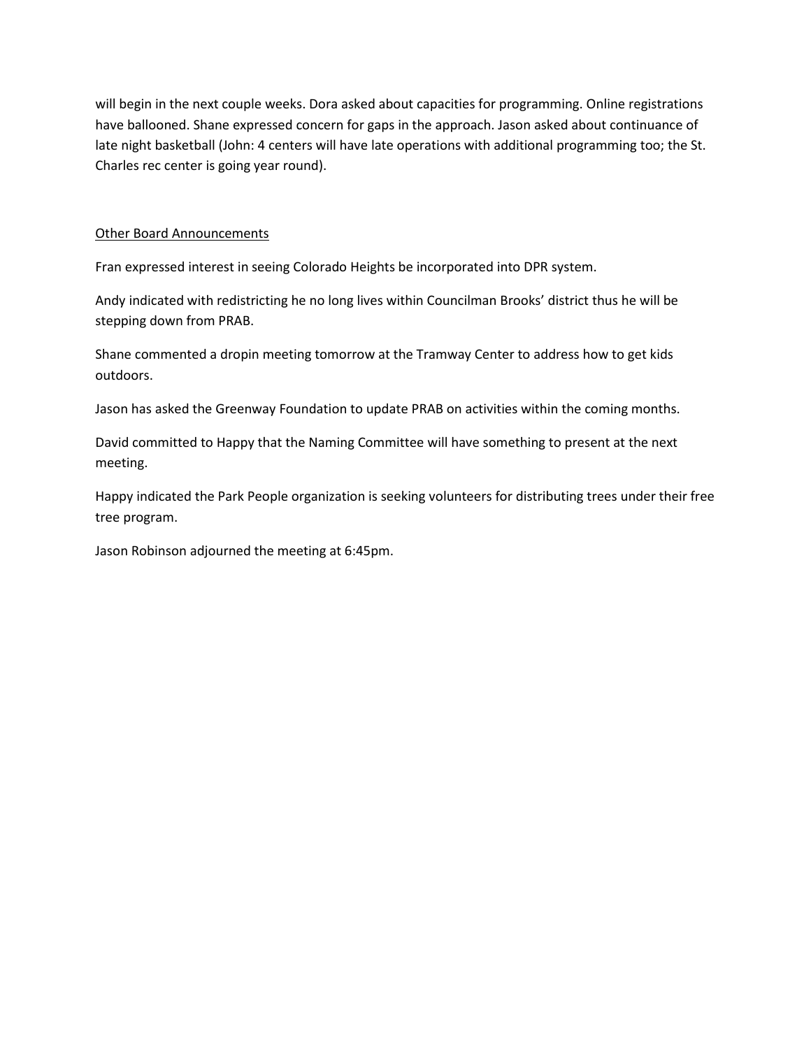will begin in the next couple weeks. Dora asked about capacities for programming. Online registrations have ballooned. Shane expressed concern for gaps in the approach. Jason asked about continuance of late night basketball (John: 4 centers will have late operations with additional programming too; the St. Charles rec center is going year round).

<u>Other Board Announcements</u>

Fran expressed interest in seeing Colorado Heights be incorporated into DPR system.

Andy indicated with redistricting he no long lives within Councilman Brooks' district thus he will be stepping down from PRAB.

Shane commented a dropin meeting tomorrow at the Tramway Center to address how to get kids outdoors.

Jason has asked the Greenway Foundation to update PRAB on activities within the coming months.

David committed to Happy that the Naming Committee will have something to present at the next meeting.

Happy indicated the Park People organization is seeking volunteers for distributing trees under their free tree program.

Jason Robinson adjourned the meeting at 6:45pm.